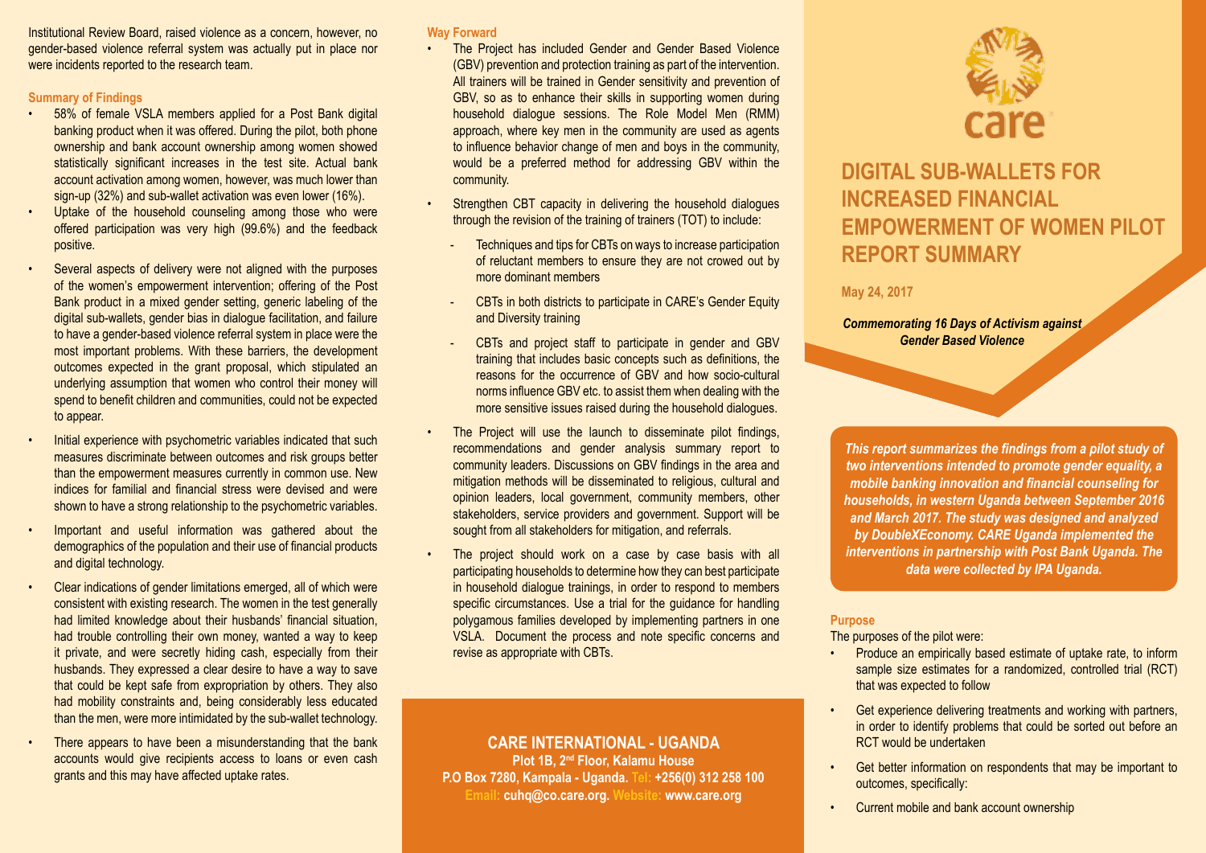Institutional Review Board, raised violence as a concern, however, no gender-based violence referral system was actually put in place nor were incidents reported to the research team.

### Summary of Findings

- 58% of female VSLA members applied for a Post Bank digital banking product when it was offered. During the pilot, both phone ownership and bank account ownership among women showed statistically significant increases in the test site. Actual bank account activation among women, however, was much lower than sign-up (32%) and sub-wallet activation was even lower (16%).
- Uptake of the household counseling among those who were offered participation was very high (99.6%) and the feedback positive.
- Several aspects of delivery were not aligned with the purposes of the women's empowerment intervention; offering of the Post Bank product in a mixed gender setting, generic labeling of the digital sub-wallets, gender bias in dialogue facilitation, and failure to have a gender-based violence referral system in place were the most important problems. With these barriers, the development outcomes expected in the grant proposal, which stipulated an underlying assumption that women who control their money will spend to benefit children and communities, could not be expected to appear.
- Initial experience with psychometric variables indicated that such measures discriminate between outcomes and risk groups better than the empowerment measures currently in common use. New indices for familial and financial stress were devised and were shown to have a strong relationship to the psychometric variables.
- Important and useful information was gathered about the demographics of the population and their use of financial products and digital technology.
- Clear indications of gender limitations emerged, all of which were consistent with existing research. The women in the test generally had limited knowledge about their husbands' financial situation, had trouble controlling their own money, wanted a way to keep it private, and were secretly hiding cash, especially from their husbands. They expressed a clear desire to have a way to save that could be kept safe from expropriation by others. They also had mobility constraints and, being considerably less educated than the men, were more intimidated by the sub-wallet technology.
- There appears to have been a misunderstanding that the bank accounts would give recipients access to loans or even cash grants and this may have affected uptake rates.

### Way Forward

- The Project has included Gender and Gender Based Violence (GBV) prevention and protection training as part of the intervention. All trainers will be trained in Gender sensitivity and prevention of GBV, so as to enhance their skills in supporting women during household dialogue sessions. The Role Model Men (RMM) approach, where key men in the community are used as agents to influence behavior change of men and boys in the community, would be a preferred method for addressing GBV within the community.
- Strengthen CBT capacity in delivering the household dialogues through the revision of the training of trainers (TOT) to include:
  - Techniques and tips for CBTs on ways to increase participation of reluctant members to ensure they are not crowed out by more dominant members
  - CBTs in both districts to participate in CARE's Gender Equity and Diversity training
  - CBTs and project staff to participate in gender and GBV training that includes basic concepts such as definitions, the reasons for the occurrence of GBV and how socio-cultural norms influence GBV etc. to assist them when dealing with the more sensitive issues raised during the household dialogues.
- The Project will use the launch to disseminate pilot findings, recommendations and gender analysis summary report to community leaders. Discussions on GBV findings in the area and mitigation methods will be disseminated to religious, cultural and opinion leaders, local government, community members, other stakeholders, service providers and government. Support will be sought from all stakeholders for mitigation, and referrals.
- The project should work on a case by case basis with all participating households to determine how they can best participate in household dialogue trainings, in order to respond to members specific circumstances. Use a trial for the guidance for handling polygamous families developed by implementing partners in one VSLA. Document the process and note specific concerns and revise as appropriate with CBTs.

**CARE INTERNATIONAL - UGANDA**
**Plot 1B, 2nd Floor, Kalamu House**
**P.O Box 7280, Kampala - Uganda. Tel: +256(0) 312 258 100**
**Email: cuhq@co.care.org. Website: www.care.org**

care

# DIGITAL SUB-WALLETS FOR INCREASED FINANCIAL EMPOWERMENT OF WOMEN PILOT REPORT SUMMARY

**May 24, 2017**

***Commemorating 16 Days of Activism against Gender Based Violence***

***This report summarizes the findings from a pilot study of two interventions intended to promote gender equality, a mobile banking innovation and financial counseling for households, in western Uganda between September 2016 and March 2017. The study was designed and analyzed by DoubleXEconomy. CARE Uganda implemented the interventions in partnership with Post Bank Uganda. The data were collected by IPA Uganda.***

### Purpose

The purposes of the pilot were:

- Produce an empirically based estimate of uptake rate, to inform sample size estimates for a randomized, controlled trial (RCT) that was expected to follow
- Get experience delivering treatments and working with partners, in order to identify problems that could be sorted out before an RCT would be undertaken
- Get better information on respondents that may be important to outcomes, specifically:
- Current mobile and bank account ownership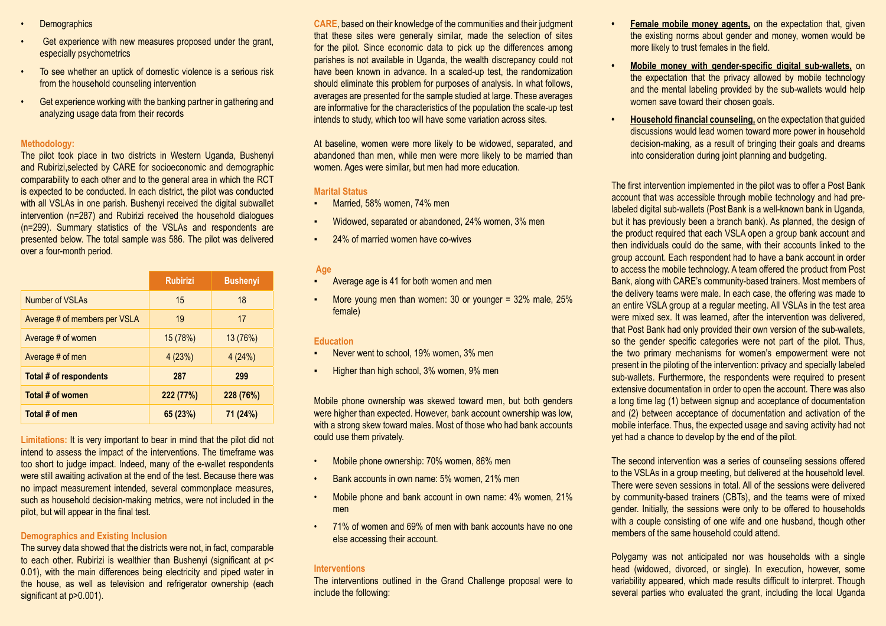- Demographics
- Get experience with new measures proposed under the grant, especially psychometrics
- To see whether an uptick of domestic violence is a serious risk from the household counseling intervention
- Get experience working with the banking partner in gathering and analyzing usage data from their records

**Methodology:**

The pilot took place in two districts in Western Uganda, Bushenyi and Rubirizi,selected by CARE for socioeconomic and demographic comparability to each other and to the general area in which the RCT is expected to be conducted. In each district, the pilot was conducted with all VSLAs in one parish. Bushenyi received the digital subwallet intervention (n=287) and Rubirizi received the household dialogues (n=299). Summary statistics of the VSLAs and respondents are presented below. The total sample was 586. The pilot was delivered over a four-month period.

| | Rubirizi | Bushenyi |
|---|---|---|
| Number of VSLAs | 15 | 18 |
| Average # of members per VSLA | 19 | 17 |
| Average # of women | 15 (78%) | 13 (76%) |
| Average # of men | 4 (23%) | 4 (24%) |
| **Total # of respondents** | **287** | **299** |
| **Total # of women** | **222 (77%)** | **228 (76%)** |
| **Total # of men** | **65 (23%)** | **71 (24%)** |

**Limitations:** It is very important to bear in mind that the pilot did not intend to assess the impact of the interventions. The timeframe was too short to judge impact. Indeed, many of the e-wallet respondents were still awaiting activation at the end of the test. Because there was no impact measurement intended, several commonplace measures, such as household decision-making metrics, were not included in the pilot, but will appear in the final test.

**Demographics and Existing Inclusion**

The survey data showed that the districts were not, in fact, comparable to each other. Rubirizi is wealthier than Bushenyi (significant at $p< 0.01$), with the main differences being electricity and piped water in the house, as well as television and refrigerator ownership (each significant at $p>0.001$).

**CARE**, based on their knowledge of the communities and their judgment that these sites were generally similar, made the selection of sites for the pilot. Since economic data to pick up the differences among parishes is not available in Uganda, the wealth discrepancy could not have been known in advance. In a scaled-up test, the randomization should eliminate this problem for purposes of analysis. In what follows, averages are presented for the sample studied at large. These averages are informative for the characteristics of the population the scale-up test intends to study, which too will have some variation across sites.

At baseline, women were more likely to be widowed, separated, and abandoned than men, while men were more likely to be married than women. Ages were similar, but men had more education.

**Marital Status**

- Married, 58% women, 74% men
- Widowed, separated or abandoned, 24% women, 3% men
- 24% of married women have co-wives

**Age**

- Average age is 41 for both women and men
- More young men than women: 30 or younger = 32% male, 25% female)

**Education**

- Never went to school, 19% women, 3% men
- Higher than high school, 3% women, 9% men

Mobile phone ownership was skewed toward men, but both genders were higher than expected. However, bank account ownership was low, with a strong skew toward males. Most of those who had bank accounts could use them privately.

- Mobile phone ownership: 70% women, 86% men
- Bank accounts in own name: 5% women, 21% men
- Mobile phone and bank account in own name: 4% women, 21% men
- 71% of women and 69% of men with bank accounts have no one else accessing their account.

**Interventions**

The interventions outlined in the Grand Challenge proposal were to include the following:

- **Female mobile money agents,** on the expectation that, given the existing norms about gender and money, women would be more likely to trust females in the field.
- **Mobile money with gender-specific digital sub-wallets,** on the expectation that the privacy allowed by mobile technology and the mental labeling provided by the sub-wallets would help women save toward their chosen goals.
- **Household financial counseling,** on the expectation that guided discussions would lead women toward more power in household decision-making, as a result of bringing their goals and dreams into consideration during joint planning and budgeting.

The first intervention implemented in the pilot was to offer a Post Bank account that was accessible through mobile technology and had pre-labeled digital sub-wallets (Post Bank is a well-known bank in Uganda, but it has previously been a branch bank). As planned, the design of the product required that each VSLA open a group bank account and then individuals could do the same, with their accounts linked to the group account. Each respondent had to have a bank account in order to access the mobile technology. A team offered the product from Post Bank, along with CARE's community-based trainers. Most members of the delivery teams were male. In each case, the offering was made to an entire VSLA group at a regular meeting. All VSLAs in the test area were mixed sex. It was learned, after the intervention was delivered, that Post Bank had only provided their own version of the sub-wallets, so the gender specific categories were not part of the pilot. Thus, the two primary mechanisms for women's empowerment were not present in the piloting of the intervention: privacy and specially labeled sub-wallets. Furthermore, the respondents were required to present extensive documentation in order to open the account. There was also a long time lag (1) between signup and acceptance of documentation and (2) between acceptance of documentation and activation of the mobile interface. Thus, the expected usage and saving activity had not yet had a chance to develop by the end of the pilot.

The second intervention was a series of counseling sessions offered to the VSLAs in a group meeting, but delivered at the household level. There were seven sessions in total. All of the sessions were delivered by community-based trainers (CBTs), and the teams were of mixed gender. Initially, the sessions were only to be offered to households with a couple consisting of one wife and one husband, though other members of the same household could attend.

Polygamy was not anticipated nor was households with a single head (widowed, divorced, or single). In execution, however, some variability appeared, which made results difficult to interpret. Though several parties who evaluated the grant, including the local Uganda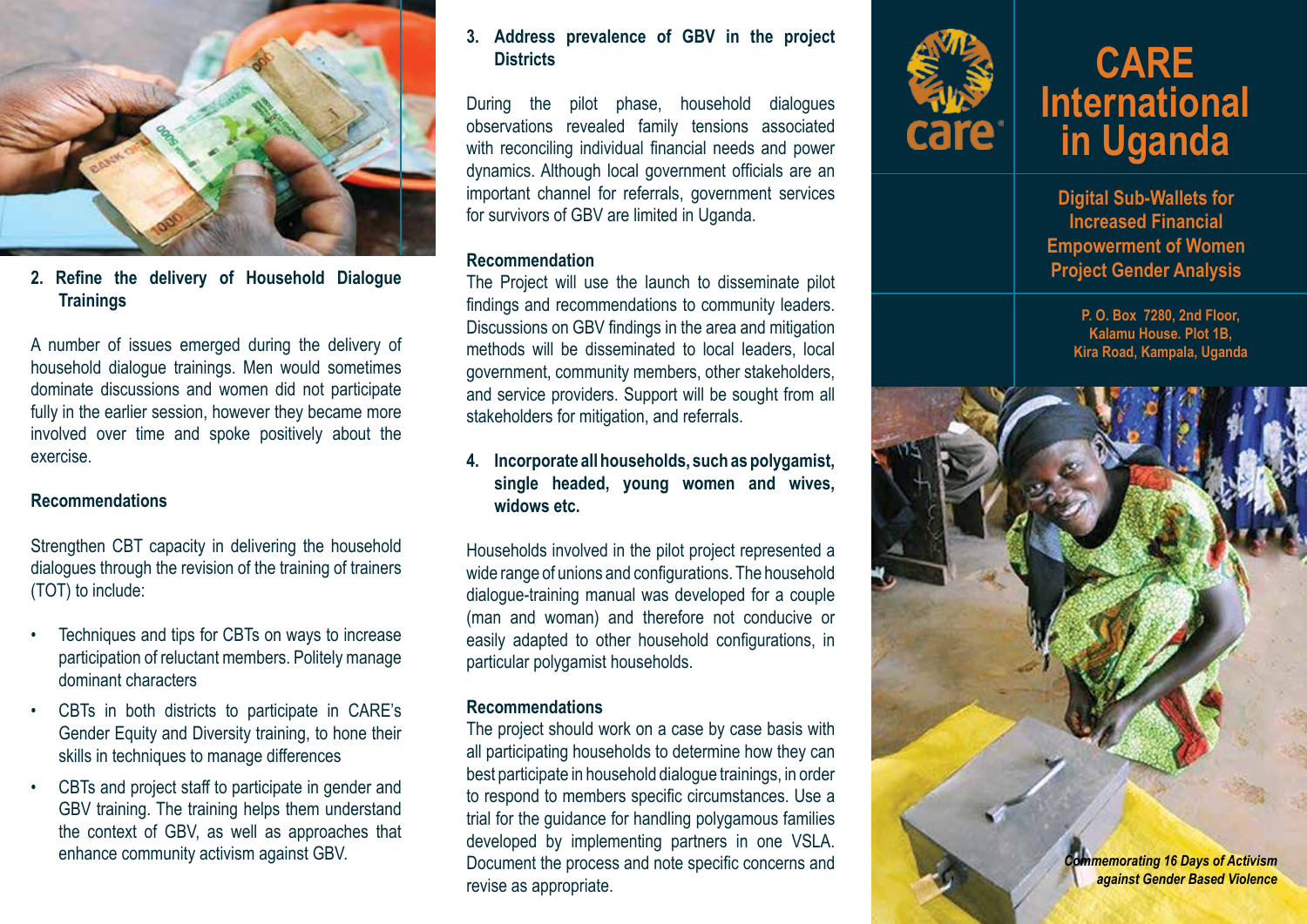**2. Refine the delivery of Household Dialogue Trainings**

A number of issues emerged during the delivery of household dialogue trainings. Men would sometimes dominate discussions and women did not participate fully in the earlier session, however they became more involved over time and spoke positively about the exercise.

**Recommendations**

Strengthen CBT capacity in delivering the household dialogues through the revision of the training of trainers (TOT) to include:

- Techniques and tips for CBTs on ways to increase participation of reluctant members. Politely manage dominant characters
- CBTs in both districts to participate in CARE's Gender Equity and Diversity training, to hone their skills in techniques to manage differences
- CBTs and project staff to participate in gender and GBV training. The training helps them understand the context of GBV, as well as approaches that enhance community activism against GBV.

**3. Address prevalence of GBV in the project Districts**

During the pilot phase, household dialogues observations revealed family tensions associated with reconciling individual financial needs and power dynamics. Although local government officials are an important channel for referrals, government services for survivors of GBV are limited in Uganda.

**Recommendation**

The Project will use the launch to disseminate pilot findings and recommendations to community leaders. Discussions on GBV findings in the area and mitigation methods will be disseminated to local leaders, local government, community members, other stakeholders, and service providers. Support will be sought from all stakeholders for mitigation, and referrals.

**4. Incorporate all households, such as polygamist, single headed, young women and wives, widows etc.**

Households involved in the pilot project represented a wide range of unions and configurations. The household dialogue-training manual was developed for a couple (man and woman) and therefore not conducive or easily adapted to other household configurations, in particular polygamist households.

**Recommendations**

The project should work on a case by case basis with all participating households to determine how they can best participate in household dialogue trainings, in order to respond to members specific circumstances. Use a trial for the guidance for handling polygamous families developed by implementing partners in one VSLA. Document the process and note specific concerns and revise as appropriate.

# CARE International in Uganda

## Digital Sub-Wallets for Increased Financial Empowerment of Women Project Gender Analysis

P. O. Box 7280, 2nd Floor,
Kalamu House. Plot 1B,
Kira Road, Kampala, Uganda

*Commemorating 16 Days of Activism against Gender Based Violence*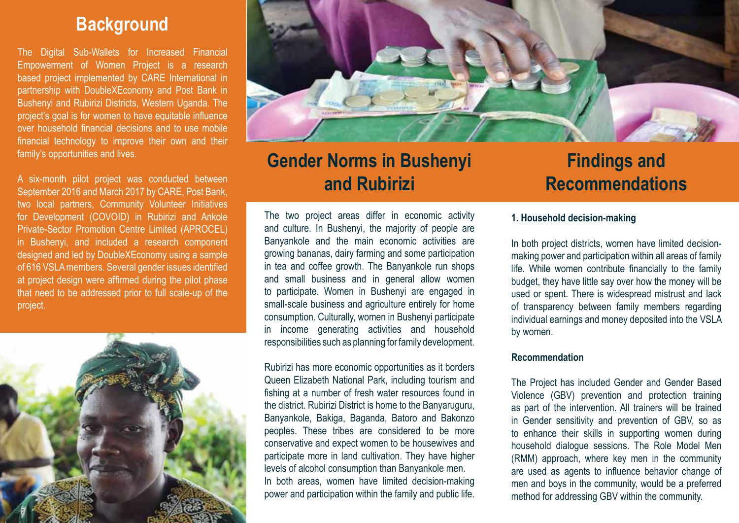## Background

The Digital Sub-Wallets for Increased Financial Empowerment of Women Project is a research based project implemented by CARE International in partnership with DoubleXEconomy and Post Bank in Bushenyi and Rubirizi Districts, Western Uganda. The project's goal is for women to have equitable influence over household financial decisions and to use mobile financial technology to improve their own and their family's opportunities and lives.

A six-month pilot project was conducted between September 2016 and March 2017 by CARE, Post Bank, two local partners, Community Volunteer Initiatives for Development (COVOID) in Rubirizi and Ankole Private-Sector Promotion Centre Limited (APROCEL) in Bushenyi, and included a research component designed and led by DoubleXEconomy using a sample of 616 VSLA members. Several gender issues identified at project design were affirmed during the pilot phase that need to be addressed prior to full scale-up of the project.

## Gender Norms in Bushenyi and Rubirizi

The two project areas differ in economic activity and culture. In Bushenyi, the majority of people are Banyankole and the main economic activities are growing bananas, dairy farming and some participation in tea and coffee growth. The Banyankole run shops and small business and in general allow women to participate. Women in Bushenyi are engaged in small-scale business and agriculture entirely for home consumption. Culturally, women in Bushenyi participate in income generating activities and household responsibilities such as planning for family development.

Rubirizi has more economic opportunities as it borders Queen Elizabeth National Park, including tourism and fishing at a number of fresh water resources found in the district. Rubirizi District is home to the Banyaruguru, Banyankole, Bakiga, Baganda, Batoro and Bakonzo peoples. These tribes are considered to be more conservative and expect women to be housewives and participate more in land cultivation. They have higher levels of alcohol consumption than Banyankole men.
In both areas, women have limited decision-making power and participation within the family and public life.

## Findings and Recommendations

**1. Household decision-making**

In both project districts, women have limited decision-making power and participation within all areas of family life. While women contribute financially to the family budget, they have little say over how the money will be used or spent. There is widespread mistrust and lack of transparency between family members regarding individual earnings and money deposited into the VSLA by women.

**Recommendation**

The Project has included Gender and Gender Based Violence (GBV) prevention and protection training as part of the intervention. All trainers will be trained in Gender sensitivity and prevention of GBV, so as to enhance their skills in supporting women during household dialogue sessions. The Role Model Men (RMM) approach, where key men in the community are used as agents to influence behavior change of men and boys in the community, would be a preferred method for addressing GBV within the community.